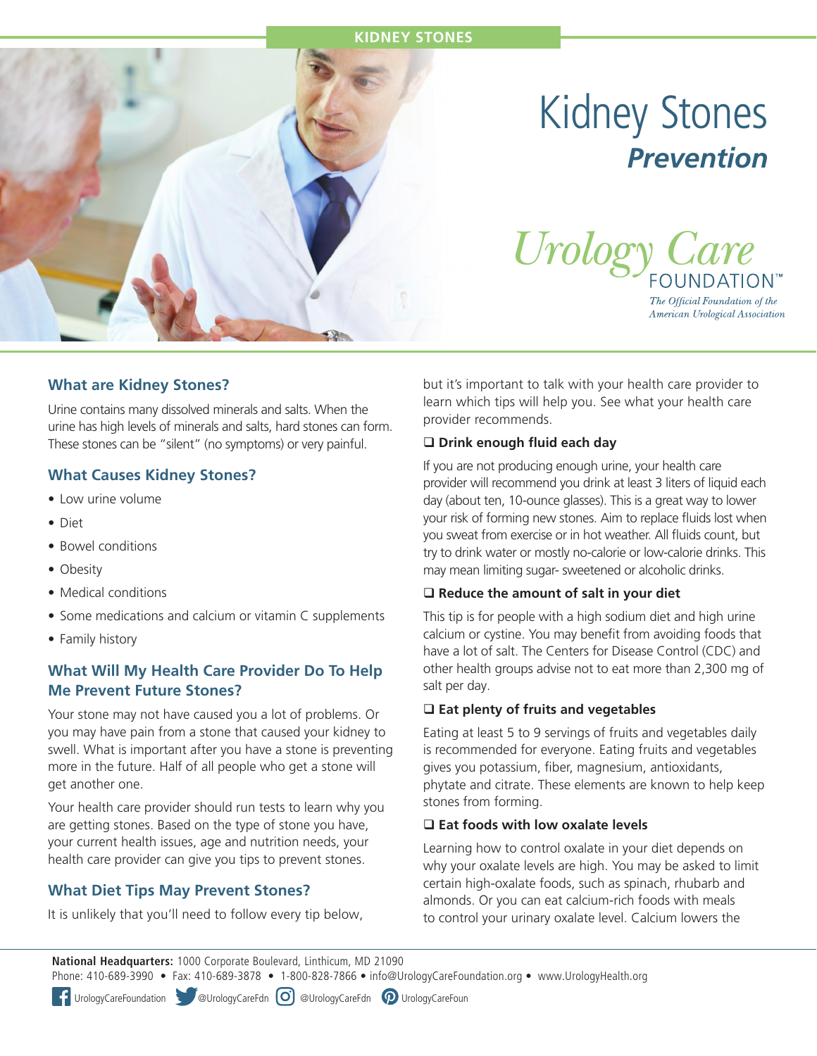KIDNEY STONES

# Kidney Stones *Prevention*

*Urology Care* FOUNDATION™

*The Official Foundation of the American Urological Association*

## What are Kidney Stones?

Urine contains many dissolved minerals and salts. When the urine has high levels of minerals and salts, hard stones can form. These stones can be "silent" (no symptoms) or very painful.

## What Causes Kidney Stones?

- Low urine volume
- Diet
- Bowel conditions
- Obesity
- Medical conditions
- Some medications and calcium or vitamin C supplements
- Family history

## What Will My Health Care Provider Do To Help Me Prevent Future Stones?

Your stone may not have caused you a lot of problems. Or you may have pain from a stone that caused your kidney to swell. What is important after you have a stone is preventing more in the future. Half of all people who get a stone will get another one.

Your health care provider should run tests to learn why you are getting stones. Based on the type of stone you have, your current health issues, age and nutrition needs, your health care provider can give you tips to prevent stones.

## What Diet Tips May Prevent Stones?

It is unlikely that you'll need to follow every tip below, but it's important to talk with your health care provider to learn which tips will help you. See what your health care provider recommends.

### ❑ Drink enough fluid each day

If you are not producing enough urine, your health care provider will recommend you drink at least 3 liters of liquid each day (about ten, 10-ounce glasses). This is a great way to lower your risk of forming new stones. Aim to replace fluids lost when you sweat from exercise or in hot weather. All fluids count, but try to drink water or mostly no-calorie or low-calorie drinks. This may mean limiting sugar- sweetened or alcoholic drinks.

### ❑ Reduce the amount of salt in your diet

This tip is for people with a high sodium diet and high urine calcium or cystine. You may benefit from avoiding foods that have a lot of salt. The Centers for Disease Control (CDC) and other health groups advise not to eat more than 2,300 mg of salt per day.

### ❑ Eat plenty of fruits and vegetables

Eating at least 5 to 9 servings of fruits and vegetables daily is recommended for everyone. Eating fruits and vegetables gives you potassium, fiber, magnesium, antioxidants, phytate and citrate. These elements are known to help keep stones from forming.

### ❑ Eat foods with low oxalate levels

Learning how to control oxalate in your diet depends on why your oxalate levels are high. You may be asked to limit certain high-oxalate foods, such as spinach, rhubarb and almonds. Or you can eat calcium-rich foods with meals to control your urinary oxalate level. Calcium lowers the

**National Headquarters:** 1000 Corporate Boulevard, Linthicum, MD 21090
Phone: 410-689-3990 • Fax: 410-689-3878 • 1-800-828-7866 • info@UrologyCareFoundation.org • www.UrologyHealth.org

UrologyCareFoundation @UrologyCareFdn @UrologyCareFdn UrologyCareFoun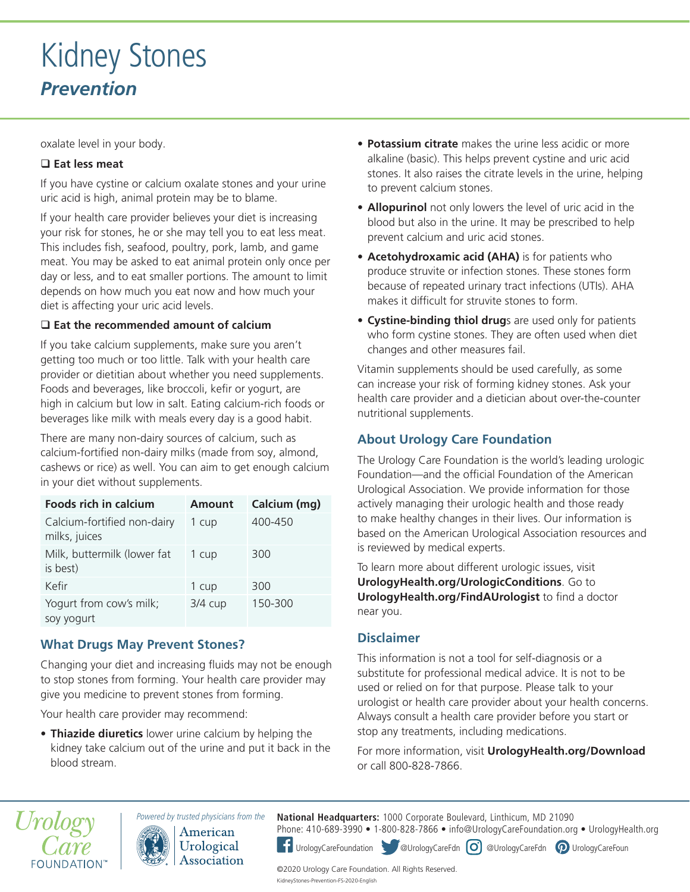oxalate level in your body.

### ❑ Eat less meat

If you have cystine or calcium oxalate stones and your urine uric acid is high, animal protein may be to blame.

If your health care provider believes your diet is increasing your risk for stones, he or she may tell you to eat less meat. This includes fish, seafood, poultry, pork, lamb, and game meat. You may be asked to eat animal protein only once per day or less, and to eat smaller portions. The amount to limit depends on how much you eat now and how much your diet is affecting your uric acid levels.

### ❑ Eat the recommended amount of calcium

If you take calcium supplements, make sure you aren't getting too much or too little. Talk with your health care provider or dietitian about whether you need supplements. Foods and beverages, like broccoli, kefir or yogurt, are high in calcium but low in salt. Eating calcium-rich foods or beverages like milk with meals every day is a good habit.

There are many non-dairy sources of calcium, such as calcium-fortified non-dairy milks (made from soy, almond, cashews or rice) as well. You can aim to get enough calcium in your diet without supplements.

| Foods rich in calcium | Amount | Calcium (mg) |
|---|---|---|
| Calcium-fortified non-dairy milks, juices | 1 cup | 400-450 |
| Milk, buttermilk (lower fat is best) | 1 cup | 300 |
| Kefir | 1 cup | 300 |
| Yogurt from cow's milk; soy yogurt | 3/4 cup | 150-300 |

## What Drugs May Prevent Stones?

Changing your diet and increasing fluids may not be enough to stop stones from forming. Your health care provider may give you medicine to prevent stones from forming.

Your health care provider may recommend:

- **Thiazide diuretics** lower urine calcium by helping the kidney take calcium out of the urine and put it back in the blood stream.
- **Potassium citrate** makes the urine less acidic or more alkaline (basic). This helps prevent cystine and uric acid stones. It also raises the citrate levels in the urine, helping to prevent calcium stones.
- **Allopurinol** not only lowers the level of uric acid in the blood but also in the urine. It may be prescribed to help prevent calcium and uric acid stones.
- **Acetohydroxamic acid (AHA)** is for patients who produce struvite or infection stones. These stones form because of repeated urinary tract infections (UTIs). AHA makes it difficult for struvite stones to form.
- **Cystine-binding thiol drug**s are used only for patients who form cystine stones. They are often used when diet changes and other measures fail.

Vitamin supplements should be used carefully, as some can increase your risk of forming kidney stones. Ask your health care provider and a dietician about over-the-counter nutritional supplements.

## About Urology Care Foundation

The Urology Care Foundation is the world's leading urologic Foundation—and the official Foundation of the American Urological Association. We provide information for those actively managing their urologic health and those ready to make healthy changes in their lives. Our information is based on the American Urological Association resources and is reviewed by medical experts.

To learn more about different urologic issues, visit **UrologyHealth.org/UrologicConditions**. Go to **UrologyHealth.org/FindAUrologist** to find a doctor near you.

## Disclaimer

This information is not a tool for self-diagnosis or a substitute for professional medical advice. It is not to be used or relied on for that purpose. Please talk to your urologist or health care provider about your health concerns. Always consult a health care provider before you start or stop any treatments, including medications.

For more information, visit **UrologyHealth.org/Download** or call 800-828-7866.

Urology Care FOUNDATION™

*Powered by trusted physicians from the* American Urological Association

**National Headquarters:** 1000 Corporate Boulevard, Linthicum, MD 21090
Phone: 410-689-3990 • 1-800-828-7866 • info@UrologyCareFoundation.org • UrologyHealth.org

UrologyCareFoundation @UrologyCareFdn @UrologyCareFdn UrologyCareFoun

©2020 Urology Care Foundation. All Rights Reserved.
KidneyStones-Prevention-FS-2020-English